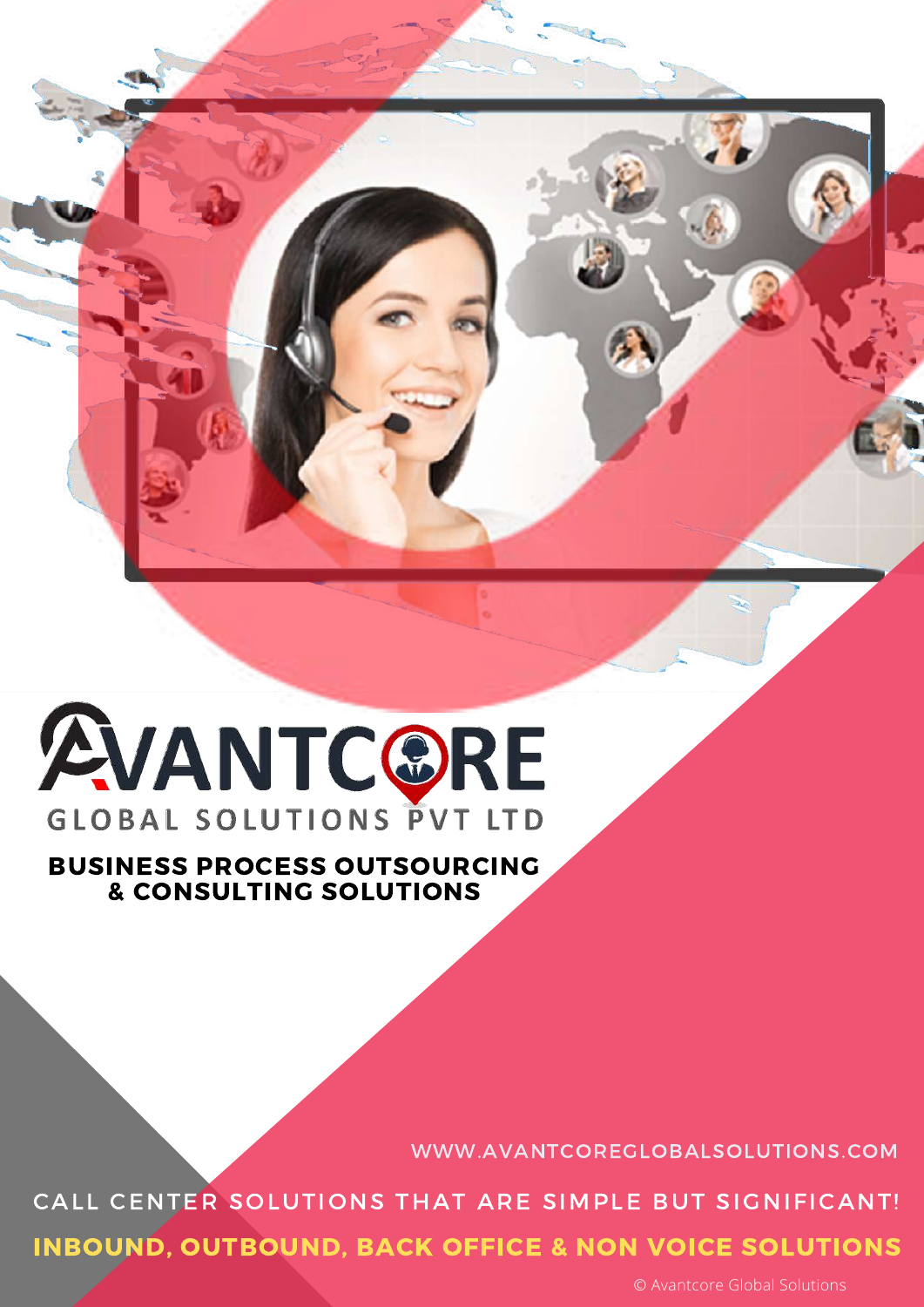# AVANTCORE

GLOBAL SOLUTIONS PVT LTD

**BUSINESS PROCESS OUTSOURCING & CONSULTING SOLUTIONS**

WWW.AVANTCOREGLOBALSOLUTIONS.COM

CALL CENTER SOLUTIONS THAT ARE SIMPLE BUT SIGNIFICANT!

**INBOUND, OUTBOUND, BACK OFFICE & NON VOICE SOLUTIONS**

© Avantcore Global Solutions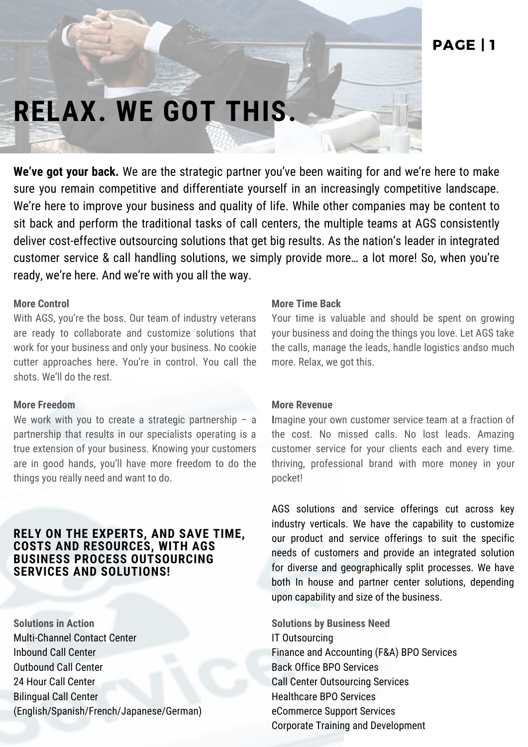# RELAX. WE GOT THIS.

**We've got your back.** We are the strategic partner you've been waiting for and we're here to make sure you remain competitive and differentiate yourself in an increasingly competitive landscape. We're here to improve your business and quality of life. While other companies may be content to sit back and perform the traditional tasks of call centers, the multiple teams at AGS consistently deliver cost-effective outsourcing solutions that get big results. As the nation's leader in integrated customer service & call handling solutions, we simply provide more… a lot more! So, when you're ready, we're here. And we're with you all the way.

**More Control**
With AGS, you're the boss. Our team of industry veterans are ready to collaborate and customize solutions that work for your business and only your business. No cookie cutter approaches here. You're in control. You call the shots. We'll do the rest.

**More Freedom**
We work with you to create a strategic partnership – a partnership that results in our specialists operating is a true extension of your business. Knowing your customers are in good hands, you'll have more freedom to do the things you really need and want to do.

**More Time Back**
Your time is valuable and should be spent on growing your business and doing the things you love. Let AGS take the calls, manage the leads, handle logistics andso much more. Relax, we got this.

**More Revenue**
Imagine your own customer service team at a fraction of the cost. No missed calls. No lost leads. Amazing customer service for your clients each and every time. thriving, professional brand with more money in your pocket!

## RELY ON THE EXPERTS, AND SAVE TIME, COSTS AND RESOURCES, WITH AGS BUSINESS PROCESS OUTSOURCING SERVICES AND SOLUTIONS!

AGS solutions and service offerings cut across key industry verticals. We have the capability to customize our product and service offerings to suit the specific needs of customers and provide an integrated solution for diverse and geographically split processes. We have both In house and partner center solutions, depending upon capability and size of the business.

**Solutions in Action**
Multi-Channel Contact Center
Inbound Call Center
Outbound Call Center
24 Hour Call Center
Bilingual Call Center
(English/Spanish/French/Japanese/German)

**Solutions by Business Need**
IT Outsourcing
Finance and Accounting (F&A) BPO Services
Back Office BPO Services
Call Center Outsourcing Services
Healthcare BPO Services
eCommerce Support Services
Corporate Training and Development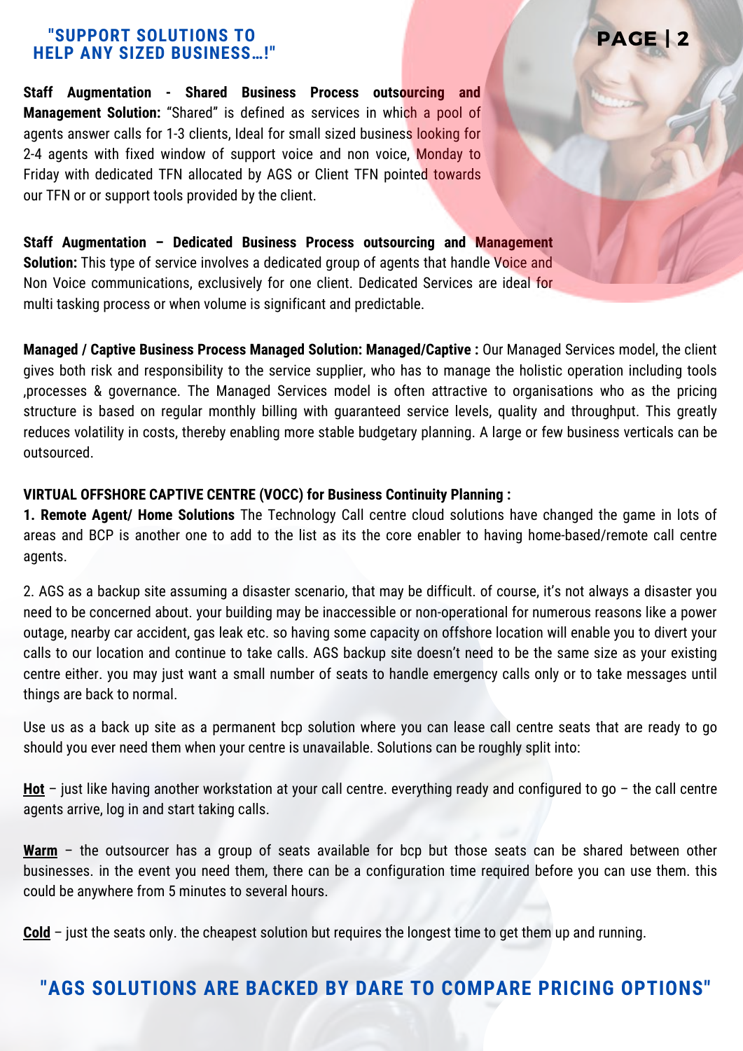## "SUPPORT SOLUTIONS TO HELP ANY SIZED BUSINESS…!"

**Staff Augmentation - Shared Business Process outsourcing and Management Solution:** "Shared" is defined as services in which a pool of agents answer calls for 1-3 clients, Ideal for small sized business looking for 2-4 agents with fixed window of support voice and non voice, Monday to Friday with dedicated TFN allocated by AGS or Client TFN pointed towards our TFN or or support tools provided by the client.

**Staff Augmentation – Dedicated Business Process outsourcing and Management Solution:** This type of service involves a dedicated group of agents that handle Voice and Non Voice communications, exclusively for one client. Dedicated Services are ideal for multi tasking process or when volume is significant and predictable.

**Managed / Captive Business Process Managed Solution: Managed/Captive :** Our Managed Services model, the client gives both risk and responsibility to the service supplier, who has to manage the holistic operation including tools ,processes & governance. The Managed Services model is often attractive to organisations who as the pricing structure is based on regular monthly billing with guaranteed service levels, quality and throughput. This greatly reduces volatility in costs, thereby enabling more stable budgetary planning. A large or few business verticals can be outsourced.

**VIRTUAL OFFSHORE CAPTIVE CENTRE (VOCC) for Business Continuity Planning :**

**1. Remote Agent/ Home Solutions** The Technology Call centre cloud solutions have changed the game in lots of areas and BCP is another one to add to the list as its the core enabler to having home-based/remote call centre agents.

2. AGS as a backup site assuming a disaster scenario, that may be difficult. of course, it's not always a disaster you need to be concerned about. your building may be inaccessible or non-operational for numerous reasons like a power outage, nearby car accident, gas leak etc. so having some capacity on offshore location will enable you to divert your calls to our location and continue to take calls. AGS backup site doesn't need to be the same size as your existing centre either. you may just want a small number of seats to handle emergency calls only or to take messages until things are back to normal.

Use us as a back up site as a permanent bcp solution where you can lease call centre seats that are ready to go should you ever need them when your centre is unavailable. Solutions can be roughly split into:

**Hot** – just like having another workstation at your call centre. everything ready and configured to go – the call centre agents arrive, log in and start taking calls.

**Warm** – the outsourcer has a group of seats available for bcp but those seats can be shared between other businesses. in the event you need them, there can be a configuration time required before you can use them. this could be anywhere from 5 minutes to several hours.

**Cold** – just the seats only. the cheapest solution but requires the longest time to get them up and running.

## "AGS SOLUTIONS ARE BACKED BY DARE TO COMPARE PRICING OPTIONS"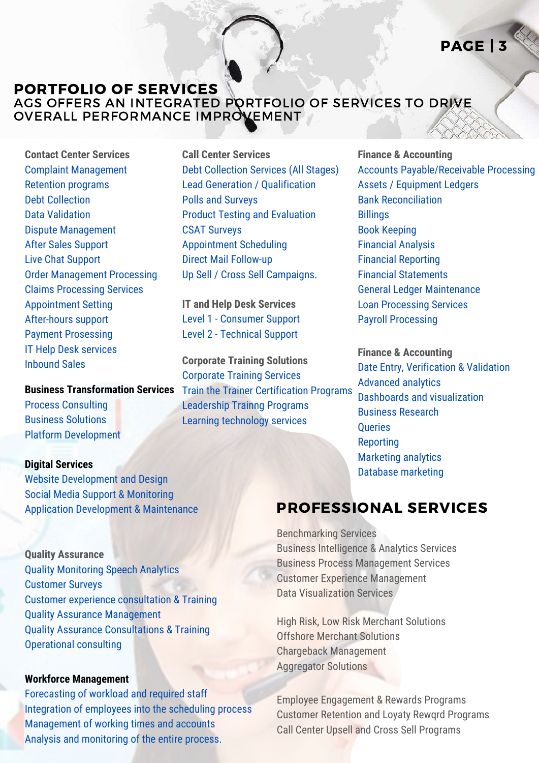# PORTFOLIO OF SERVICES

## AGS OFFERS AN INTEGRATED PORTFOLIO OF SERVICES TO DRIVE OVERALL PERFORMANCE IMPROVEMENT

**Contact Center Services**

- Complaint Management
- Retention programs
- Debt Collection
- Data Validation
- Dispute Management
- After Sales Support
- Live Chat Support
- Order Management Processing
- Claims Processing Services
- Appointment Setting
- After-hours support
- Payment Prosessing
- IT Help Desk services
- Inbound Sales

**Business Transformation Services**

- Process Consulting
- Business Solutions
- Platform Development

**Digital Services**

- Website Development and Design
- Social Media Support & Monitoring
- Application Development & Maintenance

**Quality Assurance**

- Quality Monitoring Speech Analytics
- Customer Surveys
- Customer experience consultation & Training
- Quality Assurance Management
- Quality Assurance Consultations & Training
- Operational consulting

**Workforce Management**

- Forecasting of workload and required staff
- Integration of employees into the scheduling process
- Management of working times and accounts
- Analysis and monitoring of the entire process.

**Call Center Services**

- Debt Collection Services (All Stages)
- Lead Generation / Qualification
- Polls and Surveys
- Product Testing and Evaluation
- CSAT Surveys
- Appointment Scheduling
- Direct Mail Follow-up
- Up Sell / Cross Sell Campaigns.

**IT and Help Desk Services**

- Level 1 - Consumer Support
- Level 2 - Technical Support

**Corporate Training Solutions**

- Corporate Training Services
- Train the Trainer Certification Programs
- Leadership Trainng Programs
- Learning technology services

**Finance & Accounting**

- Accounts Payable/Receivable Processing
- Assets / Equipment Ledgers
- Bank Reconciliation
- Billings
- Book Keeping
- Financial Analysis
- Financial Reporting
- Financial Statements
- General Ledger Maintenance
- Loan Processing Services
- Payroll Processing

**Finance & Accounting**

- Date Entry, Verification & Validation
- Advanced analytics
- Dashboards and visualization
- Business Research
- Queries
- Reporting
- Marketing analytics
- Database marketing

## PROFESSIONAL SERVICES

- Benchmarking Services
- Business Intelligence & Analytics Services
- Business Process Management Services
- Customer Experience Management
- Data Visualization Services

- High Risk, Low Risk Merchant Solutions
- Offshore Merchant Solutions
- Chargeback Management
- Aggregator Solutions

- Employee Engagement & Rewards Programs
- Customer Retention and Loyaty Rewqrd Programs
- Call Center Upsell and Cross Sell Programs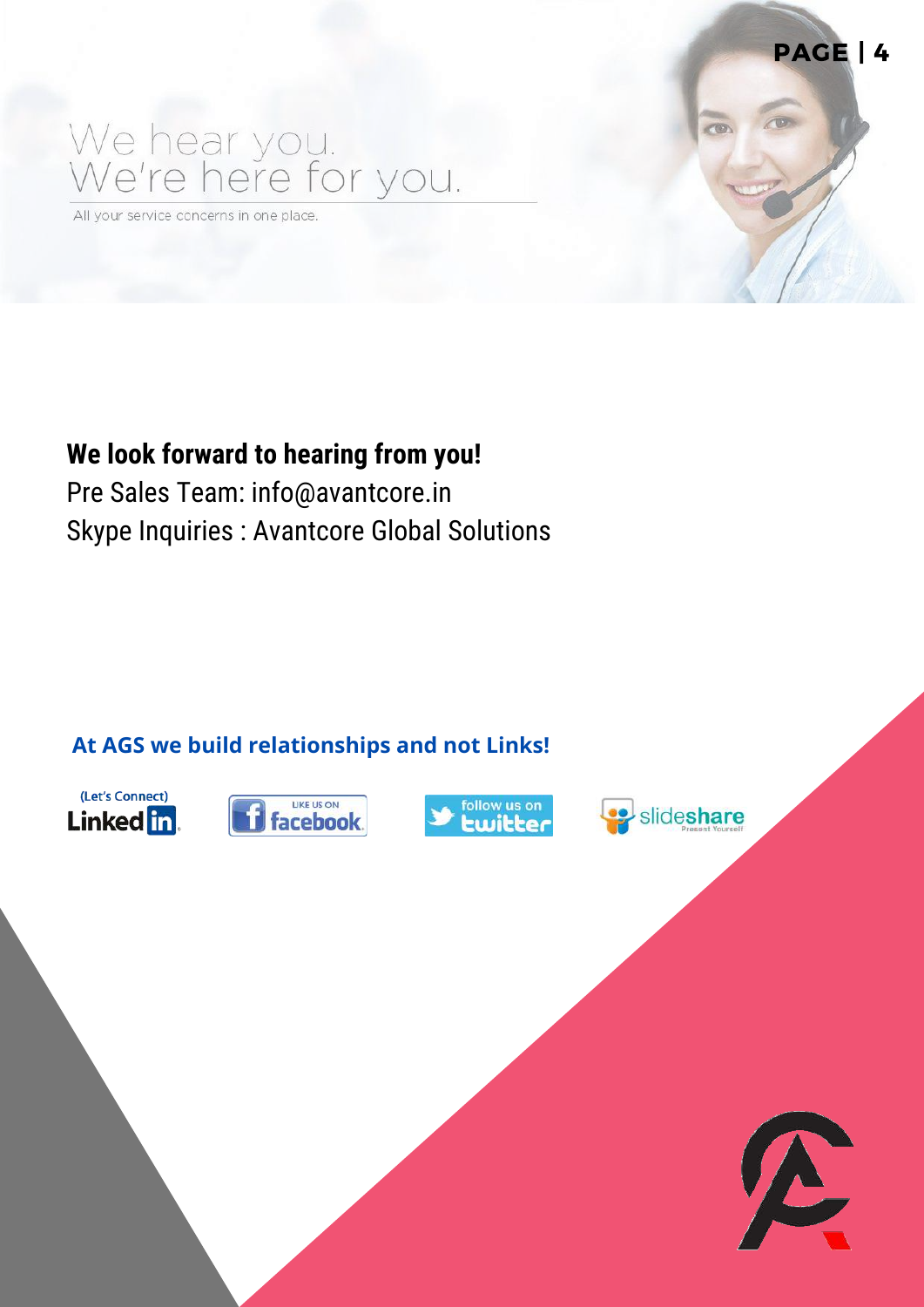We hear you.
We're here for you.

All your service concerns in one place.

**We look forward to hearing from you!**

Pre Sales Team: info@avantcore.in

Skype Inquiries : Avantcore Global Solutions

**At AGS we build relationships and not Links!**

(Let's Connect) LinkedIn

LIKE US ON facebook

follow us on twitter

slideshare Present Yourself